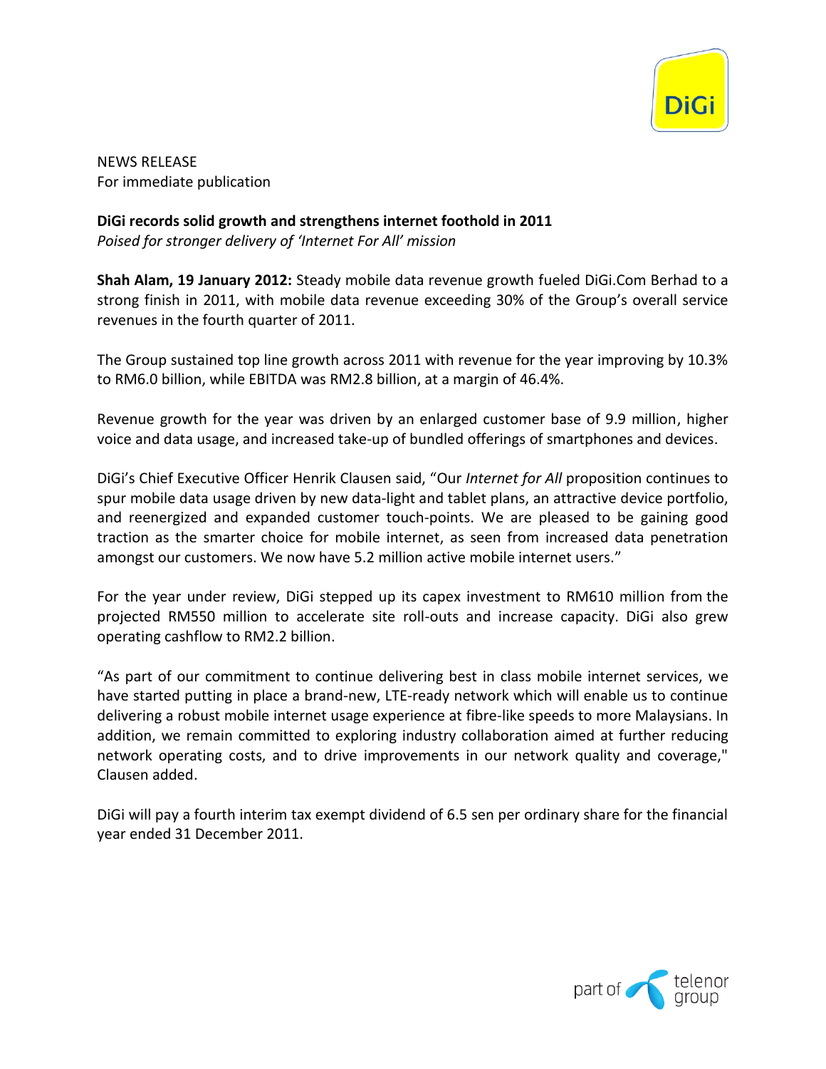NEWS RELEASE
For immediate publication

**DiGi records solid growth and strengthens internet foothold in 2011**
*Poised for stronger delivery of 'Internet For All' mission*

**Shah Alam, 19 January 2012:** Steady mobile data revenue growth fueled DiGi.Com Berhad to a strong finish in 2011, with mobile data revenue exceeding 30% of the Group's overall service revenues in the fourth quarter of 2011.

The Group sustained top line growth across 2011 with revenue for the year improving by 10.3% to RM6.0 billion, while EBITDA was RM2.8 billion, at a margin of 46.4%.

Revenue growth for the year was driven by an enlarged customer base of 9.9 million, higher voice and data usage, and increased take-up of bundled offerings of smartphones and devices.

DiGi's Chief Executive Officer Henrik Clausen said, "Our *Internet for All* proposition continues to spur mobile data usage driven by new data-light and tablet plans, an attractive device portfolio, and reenergized and expanded customer touch-points. We are pleased to be gaining good traction as the smarter choice for mobile internet, as seen from increased data penetration amongst our customers. We now have 5.2 million active mobile internet users."

For the year under review, DiGi stepped up its capex investment to RM610 million from the projected RM550 million to accelerate site roll-outs and increase capacity. DiGi also grew operating cashflow to RM2.2 billion.

"As part of our commitment to continue delivering best in class mobile internet services, we have started putting in place a brand-new, LTE-ready network which will enable us to continue delivering a robust mobile internet usage experience at fibre-like speeds to more Malaysians. In addition, we remain committed to exploring industry collaboration aimed at further reducing network operating costs, and to drive improvements in our network quality and coverage," Clausen added.

DiGi will pay a fourth interim tax exempt dividend of 6.5 sen per ordinary share for the financial year ended 31 December 2011.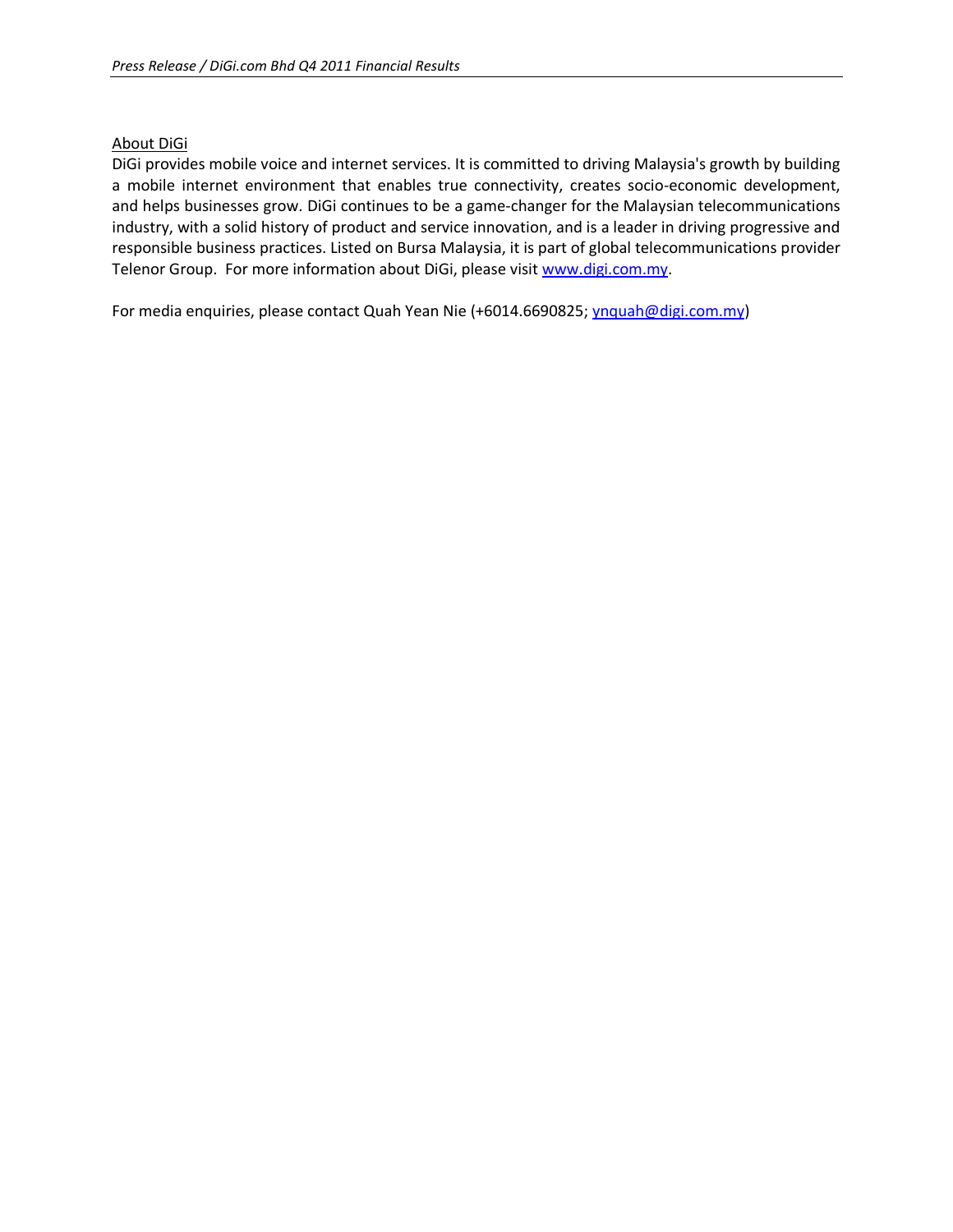About DiGi

DiGi provides mobile voice and internet services. It is committed to driving Malaysia's growth by building a mobile internet environment that enables true connectivity, creates socio-economic development, and helps businesses grow. DiGi continues to be a game-changer for the Malaysian telecommunications industry, with a solid history of product and service innovation, and is a leader in driving progressive and responsible business practices. Listed on Bursa Malaysia, it is part of global telecommunications provider Telenor Group. For more information about DiGi, please visit www.digi.com.my.

For media enquiries, please contact Quah Yean Nie (+6014.6690825; ynquah@digi.com.my)